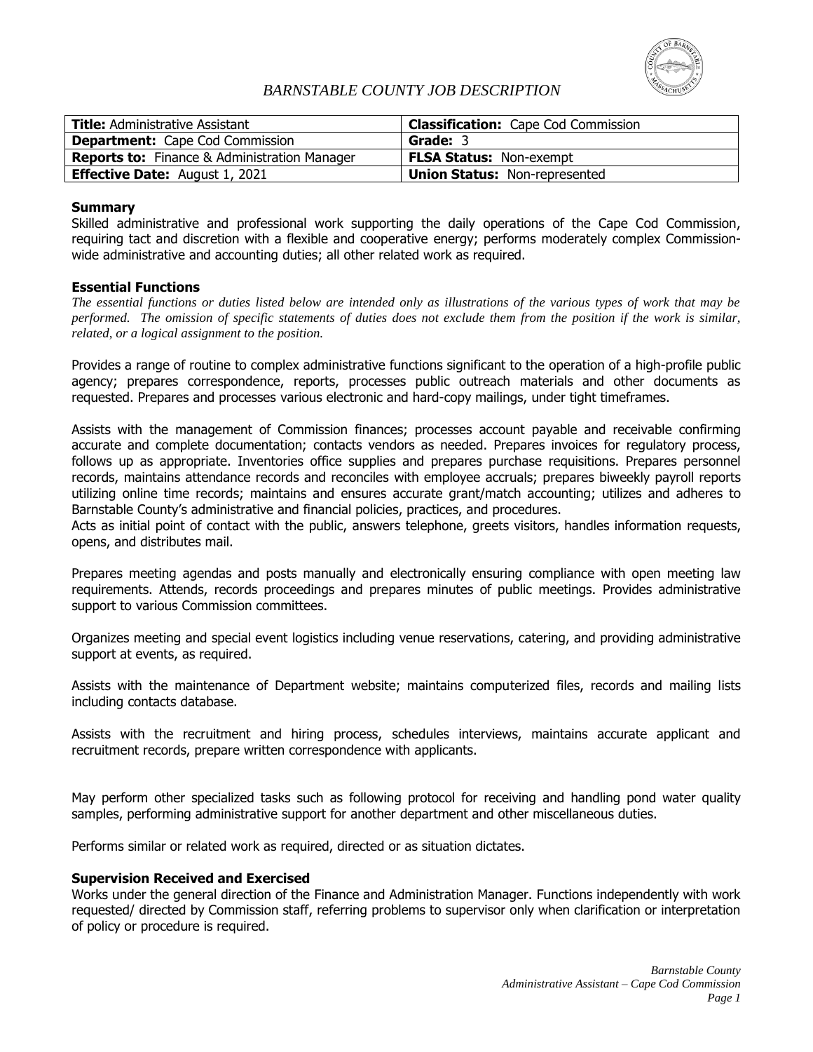# BARNSTABLE COUNTY JOB DESCRIPTION

| | |
|---|---|
| **Title:** Administrative Assistant | **Classification:** Cape Cod Commission |
| **Department:** Cape Cod Commission | **Grade:** 3 |
| **Reports to:** Finance & Administration Manager | **FLSA Status:** Non-exempt |
| **Effective Date:** August 1, 2021 | **Union Status:** Non-represented |

**Summary**

Skilled administrative and professional work supporting the daily operations of the Cape Cod Commission, requiring tact and discretion with a flexible and cooperative energy; performs moderately complex Commission-wide administrative and accounting duties; all other related work as required.

**Essential Functions**

*The essential functions or duties listed below are intended only as illustrations of the various types of work that may be performed. The omission of specific statements of duties does not exclude them from the position if the work is similar, related, or a logical assignment to the position.*

Provides a range of routine to complex administrative functions significant to the operation of a high-profile public agency; prepares correspondence, reports, processes public outreach materials and other documents as requested. Prepares and processes various electronic and hard-copy mailings, under tight timeframes.

Assists with the management of Commission finances; processes account payable and receivable confirming accurate and complete documentation; contacts vendors as needed. Prepares invoices for regulatory process, follows up as appropriate. Inventories office supplies and prepares purchase requisitions. Prepares personnel records, maintains attendance records and reconciles with employee accruals; prepares biweekly payroll reports utilizing online time records; maintains and ensures accurate grant/match accounting; utilizes and adheres to Barnstable County's administrative and financial policies, practices, and procedures.

Acts as initial point of contact with the public, answers telephone, greets visitors, handles information requests, opens, and distributes mail.

Prepares meeting agendas and posts manually and electronically ensuring compliance with open meeting law requirements. Attends, records proceedings and prepares minutes of public meetings. Provides administrative support to various Commission committees.

Organizes meeting and special event logistics including venue reservations, catering, and providing administrative support at events, as required.

Assists with the maintenance of Department website; maintains computerized files, records and mailing lists including contacts database.

Assists with the recruitment and hiring process, schedules interviews, maintains accurate applicant and recruitment records, prepare written correspondence with applicants.

May perform other specialized tasks such as following protocol for receiving and handling pond water quality samples, performing administrative support for another department and other miscellaneous duties.

Performs similar or related work as required, directed or as situation dictates.

**Supervision Received and Exercised**

Works under the general direction of the Finance and Administration Manager. Functions independently with work requested/ directed by Commission staff, referring problems to supervisor only when clarification or interpretation of policy or procedure is required.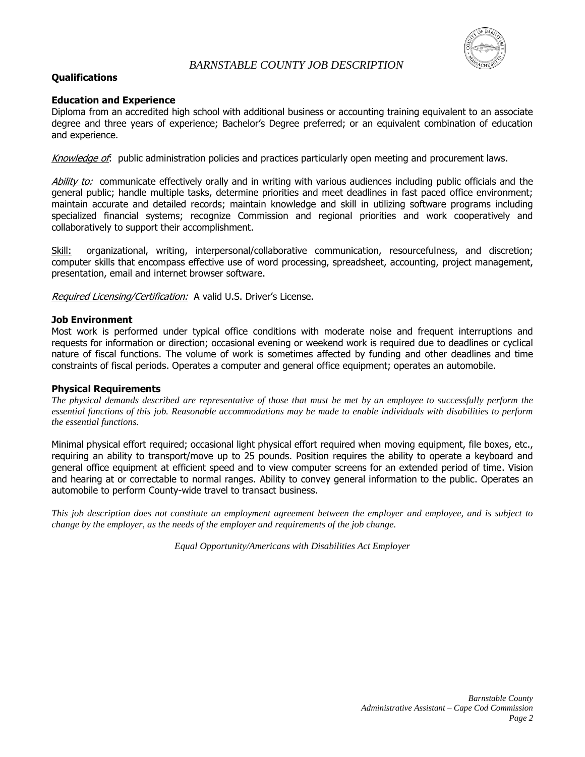## Qualifications

### Education and Experience

Diploma from an accredited high school with additional business or accounting training equivalent to an associate degree and three years of experience; Bachelor's Degree preferred; or an equivalent combination of education and experience.

*Knowledge of*: public administration policies and practices particularly open meeting and procurement laws.

*Ability to:* communicate effectively orally and in writing with various audiences including public officials and the general public; handle multiple tasks, determine priorities and meet deadlines in fast paced office environment; maintain accurate and detailed records; maintain knowledge and skill in utilizing software programs including specialized financial systems; recognize Commission and regional priorities and work cooperatively and collaboratively to support their accomplishment.

Skill: organizational, writing, interpersonal/collaborative communication, resourcefulness, and discretion; computer skills that encompass effective use of word processing, spreadsheet, accounting, project management, presentation, email and internet browser software.

*Required Licensing/Certification:* A valid U.S. Driver's License.

### Job Environment

Most work is performed under typical office conditions with moderate noise and frequent interruptions and requests for information or direction; occasional evening or weekend work is required due to deadlines or cyclical nature of fiscal functions. The volume of work is sometimes affected by funding and other deadlines and time constraints of fiscal periods. Operates a computer and general office equipment; operates an automobile.

### Physical Requirements

*The physical demands described are representative of those that must be met by an employee to successfully perform the essential functions of this job. Reasonable accommodations may be made to enable individuals with disabilities to perform the essential functions.*

Minimal physical effort required; occasional light physical effort required when moving equipment, file boxes, etc., requiring an ability to transport/move up to 25 pounds. Position requires the ability to operate a keyboard and general office equipment at efficient speed and to view computer screens for an extended period of time. Vision and hearing at or correctable to normal ranges. Ability to convey general information to the public. Operates an automobile to perform County-wide travel to transact business.

*This job description does not constitute an employment agreement between the employer and employee, and is subject to change by the employer, as the needs of the employer and requirements of the job change.*

*Equal Opportunity/Americans with Disabilities Act Employer*